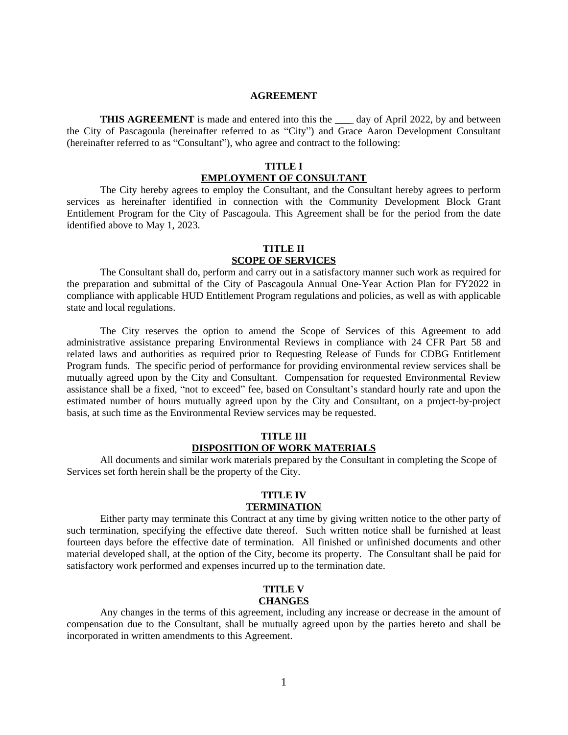# AGREEMENT

**THIS AGREEMENT** is made and entered into this the ____ day of April 2022, by and between the City of Pascagoula (hereinafter referred to as "City") and Grace Aaron Development Consultant (hereinafter referred to as "Consultant"), who agree and contract to the following:

## TITLE I
## EMPLOYMENT OF CONSULTANT

The City hereby agrees to employ the Consultant, and the Consultant hereby agrees to perform services as hereinafter identified in connection with the Community Development Block Grant Entitlement Program for the City of Pascagoula. This Agreement shall be for the period from the date identified above to May 1, 2023.

## TITLE II
## SCOPE OF SERVICES

The Consultant shall do, perform and carry out in a satisfactory manner such work as required for the preparation and submittal of the City of Pascagoula Annual One-Year Action Plan for FY2022 in compliance with applicable HUD Entitlement Program regulations and policies, as well as with applicable state and local regulations.

The City reserves the option to amend the Scope of Services of this Agreement to add administrative assistance preparing Environmental Reviews in compliance with 24 CFR Part 58 and related laws and authorities as required prior to Requesting Release of Funds for CDBG Entitlement Program funds. The specific period of performance for providing environmental review services shall be mutually agreed upon by the City and Consultant. Compensation for requested Environmental Review assistance shall be a fixed, "not to exceed" fee, based on Consultant's standard hourly rate and upon the estimated number of hours mutually agreed upon by the City and Consultant, on a project-by-project basis, at such time as the Environmental Review services may be requested.

## TITLE III
## DISPOSITION OF WORK MATERIALS

All documents and similar work materials prepared by the Consultant in completing the Scope of Services set forth herein shall be the property of the City.

## TITLE IV
## TERMINATION

Either party may terminate this Contract at any time by giving written notice to the other party of such termination, specifying the effective date thereof. Such written notice shall be furnished at least fourteen days before the effective date of termination. All finished or unfinished documents and other material developed shall, at the option of the City, become its property. The Consultant shall be paid for satisfactory work performed and expenses incurred up to the termination date.

## TITLE V
## CHANGES

Any changes in the terms of this agreement, including any increase or decrease in the amount of compensation due to the Consultant, shall be mutually agreed upon by the parties hereto and shall be incorporated in written amendments to this Agreement.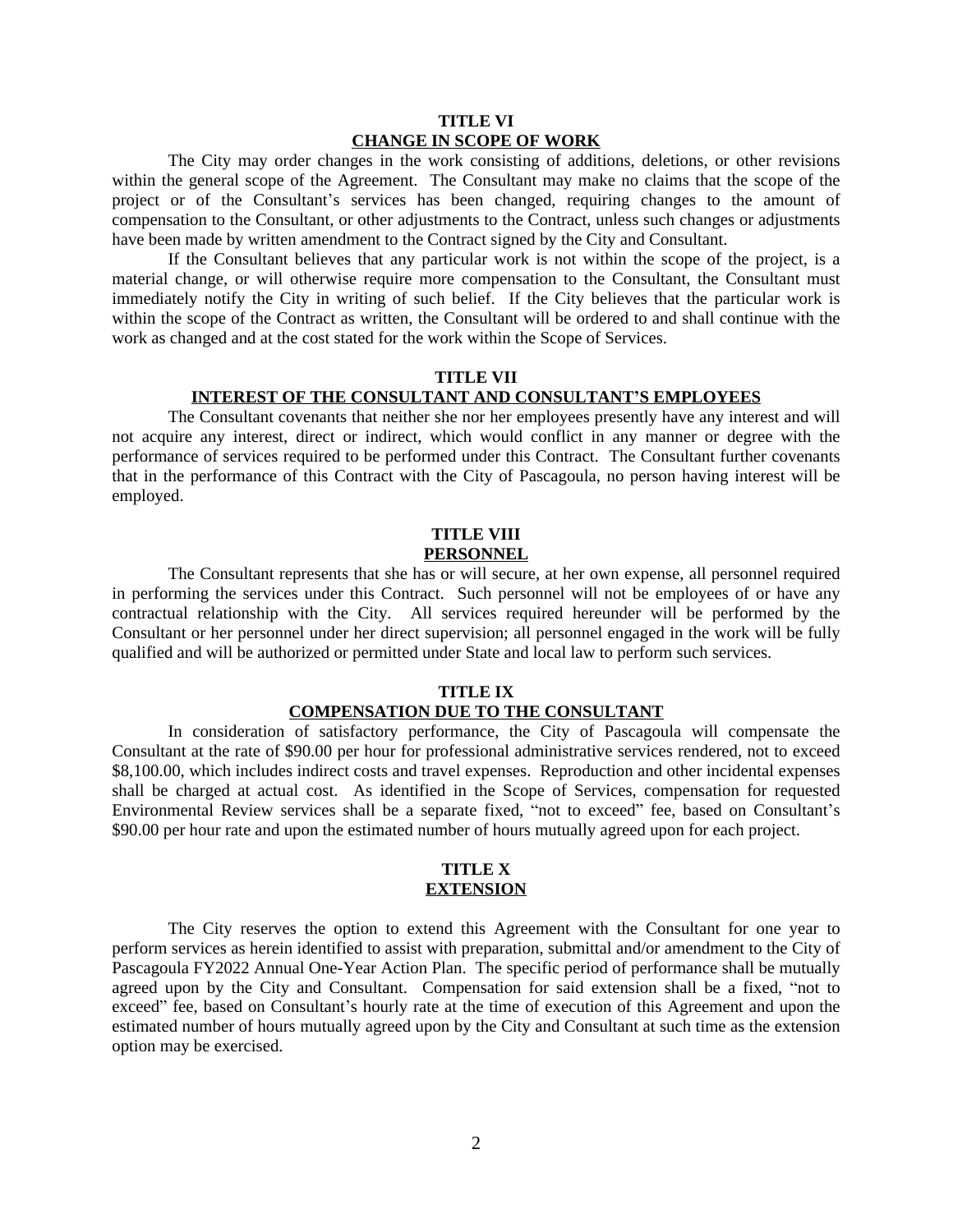## TITLE VI
## CHANGE IN SCOPE OF WORK

The City may order changes in the work consisting of additions, deletions, or other revisions within the general scope of the Agreement. The Consultant may make no claims that the scope of the project or of the Consultant's services has been changed, requiring changes to the amount of compensation to the Consultant, or other adjustments to the Contract, unless such changes or adjustments have been made by written amendment to the Contract signed by the City and Consultant.

If the Consultant believes that any particular work is not within the scope of the project, is a material change, or will otherwise require more compensation to the Consultant, the Consultant must immediately notify the City in writing of such belief. If the City believes that the particular work is within the scope of the Contract as written, the Consultant will be ordered to and shall continue with the work as changed and at the cost stated for the work within the Scope of Services.

## TITLE VII
## INTEREST OF THE CONSULTANT AND CONSULTANT'S EMPLOYEES

The Consultant covenants that neither she nor her employees presently have any interest and will not acquire any interest, direct or indirect, which would conflict in any manner or degree with the performance of services required to be performed under this Contract. The Consultant further covenants that in the performance of this Contract with the City of Pascagoula, no person having interest will be employed.

## TITLE VIII
## PERSONNEL

The Consultant represents that she has or will secure, at her own expense, all personnel required in performing the services under this Contract. Such personnel will not be employees of or have any contractual relationship with the City. All services required hereunder will be performed by the Consultant or her personnel under her direct supervision; all personnel engaged in the work will be fully qualified and will be authorized or permitted under State and local law to perform such services.

## TITLE IX
## COMPENSATION DUE TO THE CONSULTANT

In consideration of satisfactory performance, the City of Pascagoula will compensate the Consultant at the rate of $90.00 per hour for professional administrative services rendered, not to exceed $8,100.00, which includes indirect costs and travel expenses. Reproduction and other incidental expenses shall be charged at actual cost. As identified in the Scope of Services, compensation for requested Environmental Review services shall be a separate fixed, "not to exceed" fee, based on Consultant's $90.00 per hour rate and upon the estimated number of hours mutually agreed upon for each project.

## TITLE X
## EXTENSION

The City reserves the option to extend this Agreement with the Consultant for one year to perform services as herein identified to assist with preparation, submittal and/or amendment to the City of Pascagoula FY2022 Annual One-Year Action Plan. The specific period of performance shall be mutually agreed upon by the City and Consultant. Compensation for said extension shall be a fixed, "not to exceed" fee, based on Consultant's hourly rate at the time of execution of this Agreement and upon the estimated number of hours mutually agreed upon by the City and Consultant at such time as the extension option may be exercised.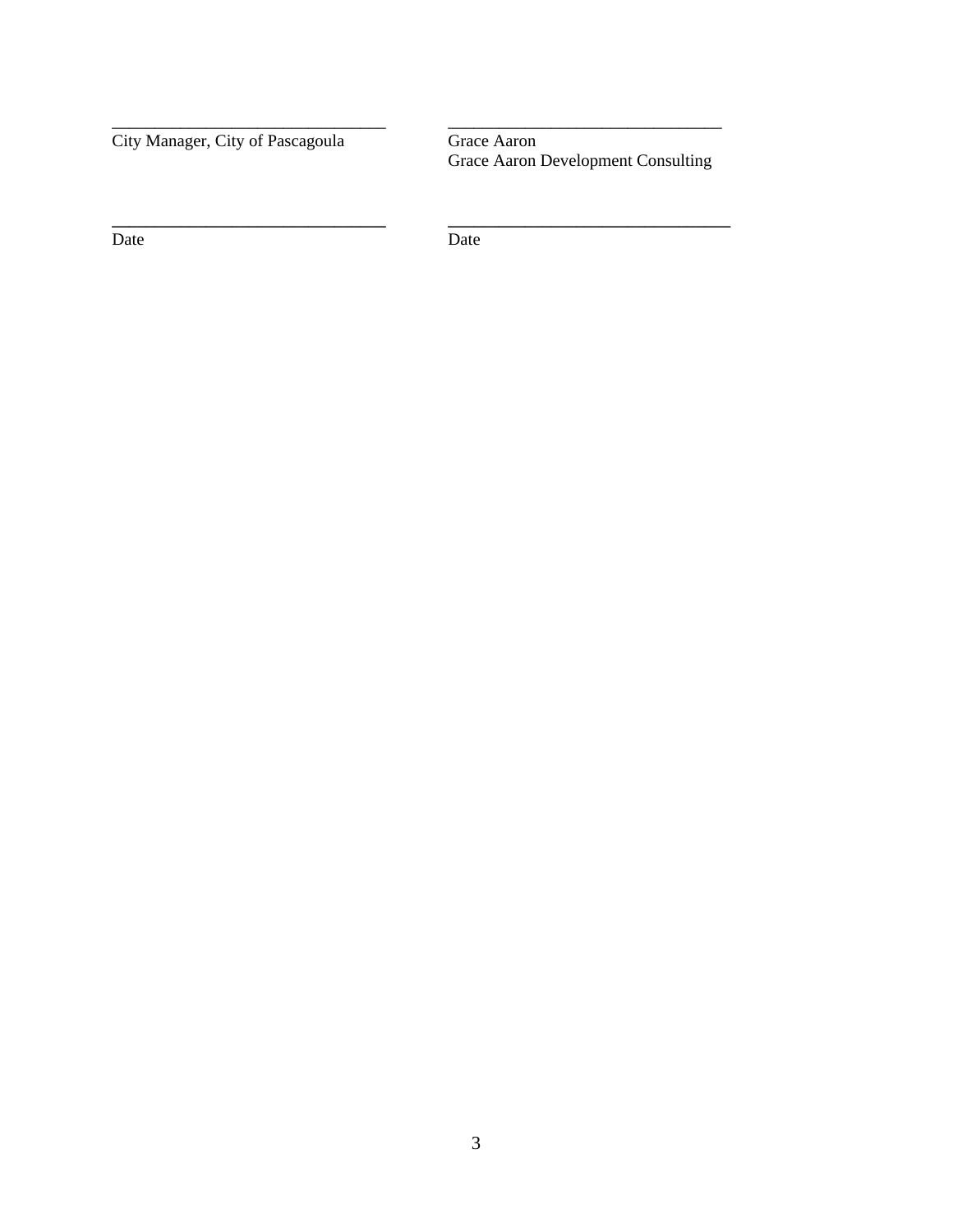| | |
|---|---|
| _________________________________ | _________________________________ |
| City Manager, City of Pascagoula | Grace Aaron<br>Grace Aaron Development Consulting |
| _________________________________ | _________________________________ |
| Date | Date |